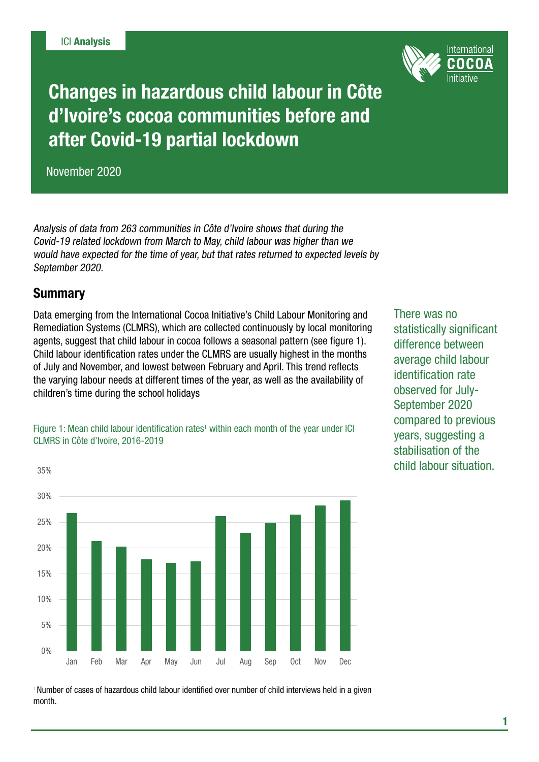ICI **Analysis**

# Changes in hazardous child labour in Côte d'Ivoire's cocoa communities before and after Covid-19 partial lockdown

November 2020

*Analysis of data from 263 communities in Côte d'Ivoire shows that during the Covid-19 related lockdown from March to May, child labour was higher than we would have expected for the time of year, but that rates returned to expected levels by September 2020.*

## Summary

Data emerging from the International Cocoa Initiative's Child Labour Monitoring and Remediation Systems (CLMRS), which are collected continuously by local monitoring agents, suggest that child labour in cocoa follows a seasonal pattern (see figure 1). Child labour identification rates under the CLMRS are usually highest in the months of July and November, and lowest between February and April. This trend reflects the varying labour needs at different times of the year, as well as the availability of children's time during the school holidays

There was no statistically significant difference between average child labour identification rate observed for July-September 2020 compared to previous years, suggesting a stabilisation of the child labour situation.

Figure 1: Mean child labour identification rates[1] within each month of the year under ICI CLMRS in Côte d'Ivoire, 2016-2019

[1] Number of cases of hazardous child labour identified over number of child interviews held in a given month.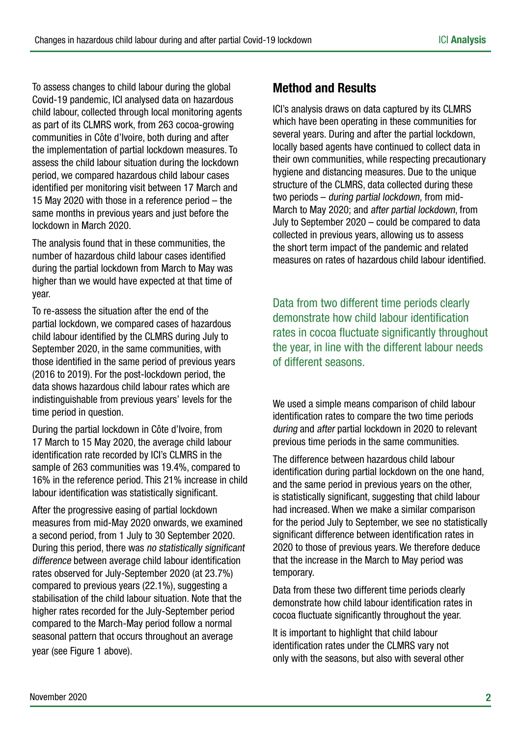To assess changes to child labour during the global Covid-19 pandemic, ICI analysed data on hazardous child labour, collected through local monitoring agents as part of its CLMRS work, from 263 cocoa-growing communities in Côte d'Ivoire, both during and after the implementation of partial lockdown measures. To assess the child labour situation during the lockdown period, we compared hazardous child labour cases identified per monitoring visit between 17 March and 15 May 2020 with those in a reference period – the same months in previous years and just before the lockdown in March 2020.

The analysis found that in these communities, the number of hazardous child labour cases identified during the partial lockdown from March to May was higher than we would have expected at that time of year.

To re-assess the situation after the end of the partial lockdown, we compared cases of hazardous child labour identified by the CLMRS during July to September 2020, in the same communities, with those identified in the same period of previous years (2016 to 2019). For the post-lockdown period, the data shows hazardous child labour rates which are indistinguishable from previous years' levels for the time period in question.

During the partial lockdown in Côte d'Ivoire, from 17 March to 15 May 2020, the average child labour identification rate recorded by ICI's CLMRS in the sample of 263 communities was 19.4%, compared to 16% in the reference period. This 21% increase in child labour identification was statistically significant.

After the progressive easing of partial lockdown measures from mid-May 2020 onwards, we examined a second period, from 1 July to 30 September 2020. During this period, there was *no statistically significant difference* between average child labour identification rates observed for July-September 2020 (at 23.7%) compared to previous years (22.1%), suggesting a stabilisation of the child labour situation. Note that the higher rates recorded for the July-September period compared to the March-May period follow a normal seasonal pattern that occurs throughout an average year (see Figure 1 above).

## Method and Results

ICI's analysis draws on data captured by its CLMRS which have been operating in these communities for several years. During and after the partial lockdown, locally based agents have continued to collect data in their own communities, while respecting precautionary hygiene and distancing measures. Due to the unique structure of the CLMRS, data collected during these two periods – *during partial lockdown*, from mid-March to May 2020; and *after partial lockdown*, from July to September 2020 – could be compared to data collected in previous years, allowing us to assess the short term impact of the pandemic and related measures on rates of hazardous child labour identified.

> Data from two different time periods clearly demonstrate how child labour identification rates in cocoa fluctuate significantly throughout the year, in line with the different labour needs of different seasons.

We used a simple means comparison of child labour identification rates to compare the two time periods *during* and *after* partial lockdown in 2020 to relevant previous time periods in the same communities.

The difference between hazardous child labour identification during partial lockdown on the one hand, and the same period in previous years on the other, is statistically significant, suggesting that child labour had increased. When we make a similar comparison for the period July to September, we see no statistically significant difference between identification rates in 2020 to those of previous years. We therefore deduce that the increase in the March to May period was temporary.

Data from these two different time periods clearly demonstrate how child labour identification rates in cocoa fluctuate significantly throughout the year.

It is important to highlight that child labour identification rates under the CLMRS vary not only with the seasons, but also with several other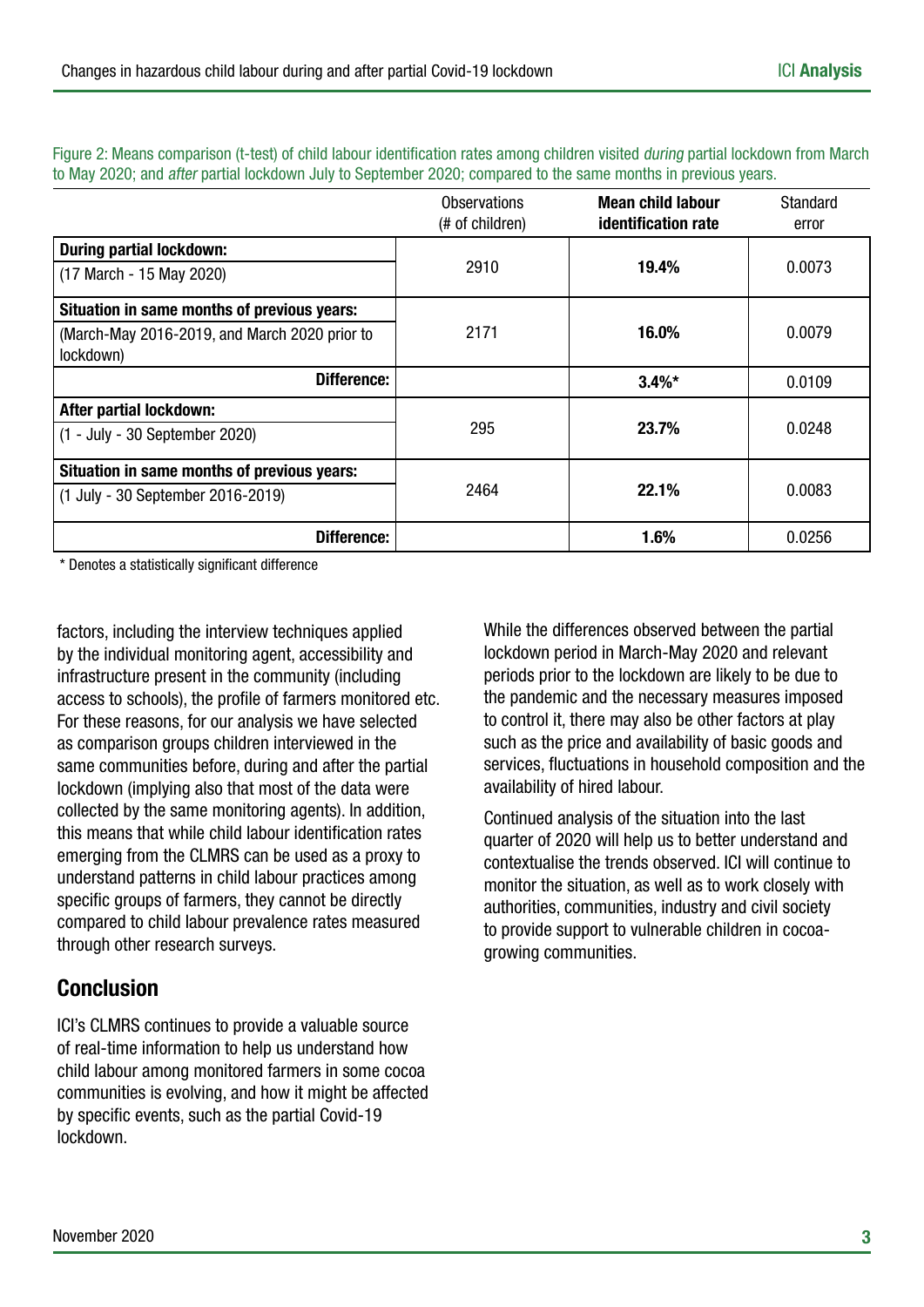Figure 2: Means comparison (t-test) of child labour identification rates among children visited *during* partial lockdown from March to May 2020; and *after* partial lockdown July to September 2020; compared to the same months in previous years.

| | Observations (# of children) | **Mean child labour identification rate** | Standard error |
|---|---|---|---|
| **During partial lockdown:** (17 March - 15 May 2020) | 2910 | **19.4%** | 0.0073 |
| **Situation in same months of previous years:** (March-May 2016-2019, and March 2020 prior to lockdown) | 2171 | **16.0%** | 0.0079 |
| **Difference:** | | **3.4%*** | 0.0109 |
| **After partial lockdown:** (1 - July - 30 September 2020) | 295 | **23.7%** | 0.0248 |
| **Situation in same months of previous years:** (1 July - 30 September 2016-2019) | 2464 | **22.1%** | 0.0083 |
| **Difference:** | | **1.6%** | 0.0256 |

\* Denotes a statistically significant difference

factors, including the interview techniques applied by the individual monitoring agent, accessibility and infrastructure present in the community (including access to schools), the profile of farmers monitored etc. For these reasons, for our analysis we have selected as comparison groups children interviewed in the same communities before, during and after the partial lockdown (implying also that most of the data were collected by the same monitoring agents). In addition, this means that while child labour identification rates emerging from the CLMRS can be used as a proxy to understand patterns in child labour practices among specific groups of farmers, they cannot be directly compared to child labour prevalence rates measured through other research surveys.

## Conclusion

ICI's CLMRS continues to provide a valuable source of real-time information to help us understand how child labour among monitored farmers in some cocoa communities is evolving, and how it might be affected by specific events, such as the partial Covid-19 lockdown.

While the differences observed between the partial lockdown period in March-May 2020 and relevant periods prior to the lockdown are likely to be due to the pandemic and the necessary measures imposed to control it, there may also be other factors at play such as the price and availability of basic goods and services, fluctuations in household composition and the availability of hired labour.

Continued analysis of the situation into the last quarter of 2020 will help us to better understand and contextualise the trends observed. ICI will continue to monitor the situation, as well as to work closely with authorities, communities, industry and civil society to provide support to vulnerable children in cocoa-growing communities.